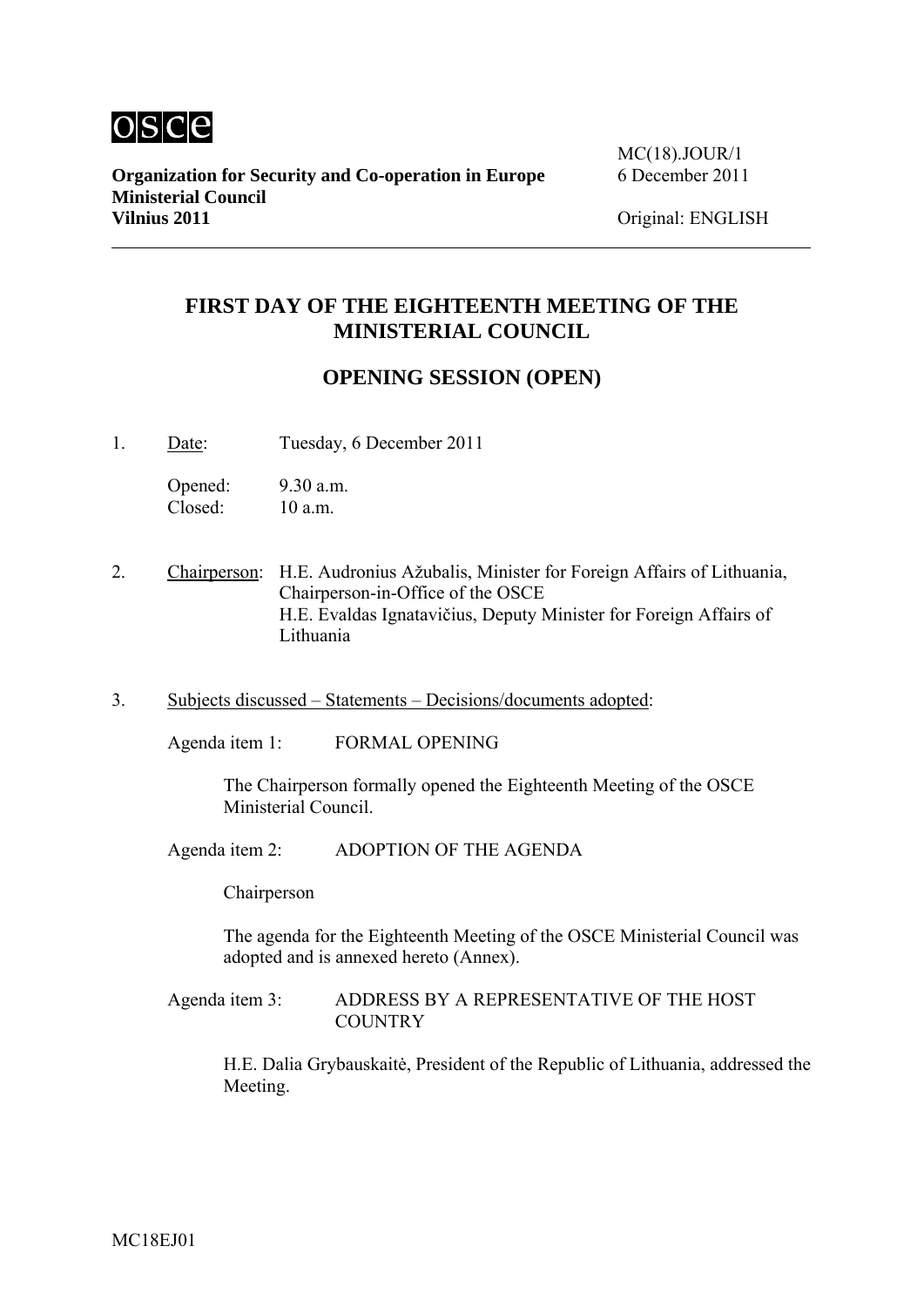osce

**Organization for Security and Co-operation in Europe**
**Ministerial Council**
**Vilnius 2011**

MC(18).JOUR/1
6 December 2011

Original: ENGLISH

---

## FIRST DAY OF THE EIGHTEENTH MEETING OF THE MINISTERIAL COUNCIL

## OPENING SESSION (OPEN)

1. Date: Tuesday, 6 December 2011

   Opened: 9.30 a.m.
   Closed: 10 a.m.

2. Chairperson: H.E. Audronius Ažubalis, Minister for Foreign Affairs of Lithuania, Chairperson-in-Office of the OSCE
   H.E. Evaldas Ignatavičius, Deputy Minister for Foreign Affairs of Lithuania

3. Subjects discussed – Statements – Decisions/documents adopted:

   Agenda item 1: FORMAL OPENING

   The Chairperson formally opened the Eighteenth Meeting of the OSCE Ministerial Council.

   Agenda item 2: ADOPTION OF THE AGENDA

   Chairperson

   The agenda for the Eighteenth Meeting of the OSCE Ministerial Council was adopted and is annexed hereto (Annex).

   Agenda item 3: ADDRESS BY A REPRESENTATIVE OF THE HOST COUNTRY

   H.E. Dalia Grybauskaitė, President of the Republic of Lithuania, addressed the Meeting.

MC18EJ01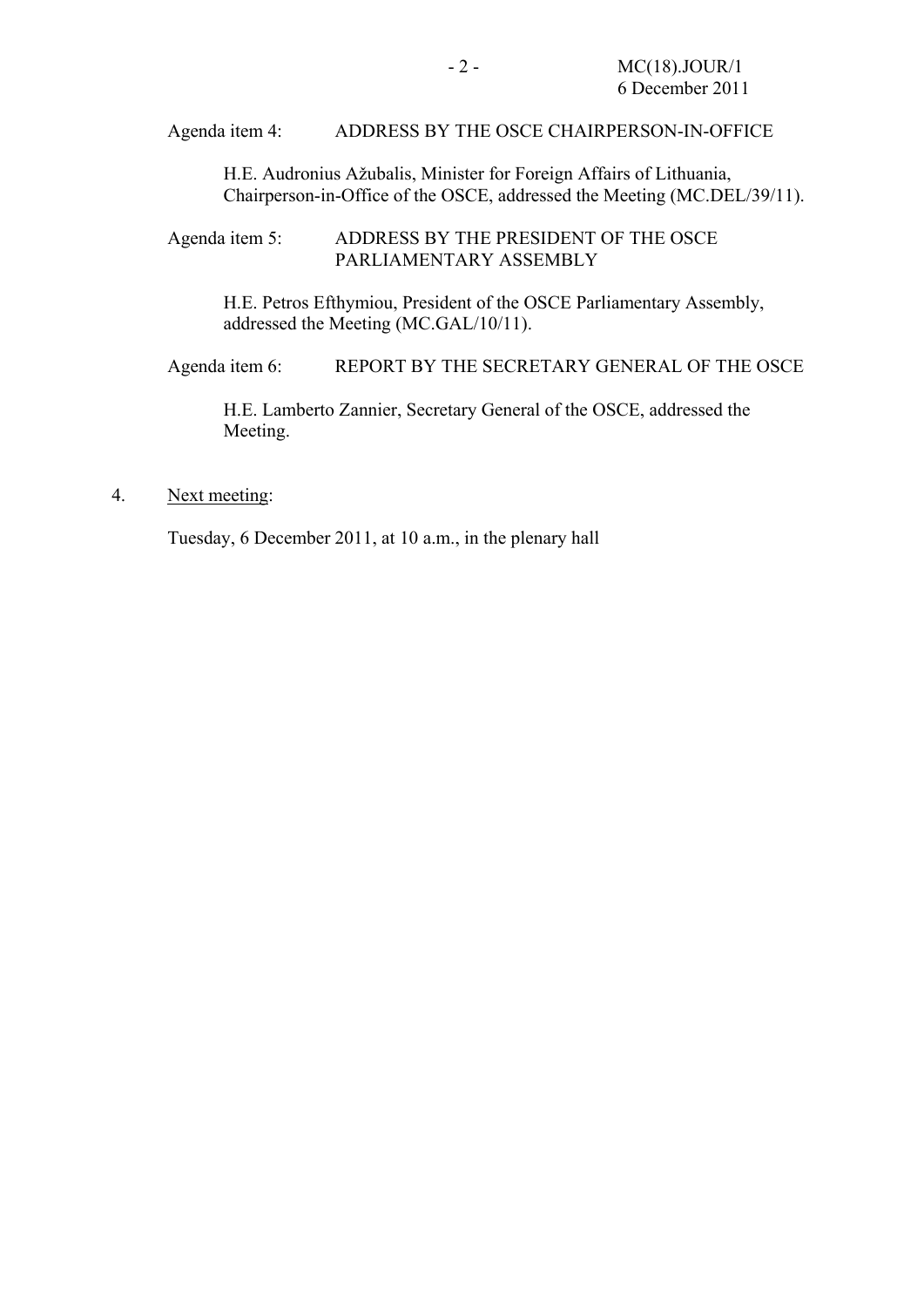Agenda item 4: ADDRESS BY THE OSCE CHAIRPERSON-IN-OFFICE

H.E. Audronius Ažubalis, Minister for Foreign Affairs of Lithuania, Chairperson-in-Office of the OSCE, addressed the Meeting (MC.DEL/39/11).

Agenda item 5: ADDRESS BY THE PRESIDENT OF THE OSCE PARLIAMENTARY ASSEMBLY

H.E. Petros Efthymiou, President of the OSCE Parliamentary Assembly, addressed the Meeting (MC.GAL/10/11).

Agenda item 6: REPORT BY THE SECRETARY GENERAL OF THE OSCE

H.E. Lamberto Zannier, Secretary General of the OSCE, addressed the Meeting.

4. Next meeting:

Tuesday, 6 December 2011, at 10 a.m., in the plenary hall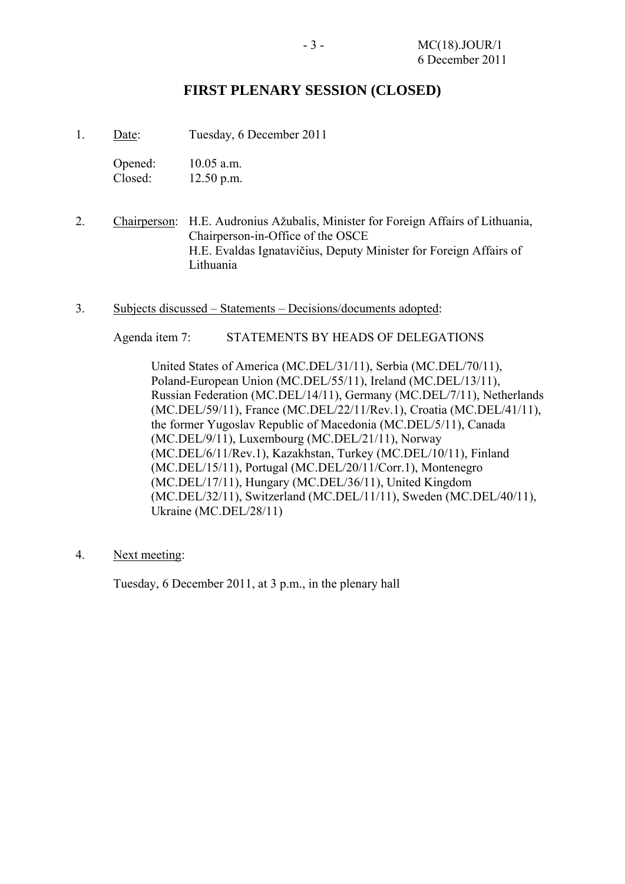# FIRST PLENARY SESSION (CLOSED)

1. Date: Tuesday, 6 December 2011

   Opened: 10.05 a.m.
   Closed: 12.50 p.m.

2. Chairperson: H.E. Audronius Ažubalis, Minister for Foreign Affairs of Lithuania, Chairperson-in-Office of the OSCE
   H.E. Evaldas Ignatavičius, Deputy Minister for Foreign Affairs of Lithuania

3. Subjects discussed – Statements – Decisions/documents adopted:

   Agenda item 7: STATEMENTS BY HEADS OF DELEGATIONS

   United States of America (MC.DEL/31/11), Serbia (MC.DEL/70/11), Poland-European Union (MC.DEL/55/11), Ireland (MC.DEL/13/11), Russian Federation (MC.DEL/14/11), Germany (MC.DEL/7/11), Netherlands (MC.DEL/59/11), France (MC.DEL/22/11/Rev.1), Croatia (MC.DEL/41/11), the former Yugoslav Republic of Macedonia (MC.DEL/5/11), Canada (MC.DEL/9/11), Luxembourg (MC.DEL/21/11), Norway (MC.DEL/6/11/Rev.1), Kazakhstan, Turkey (MC.DEL/10/11), Finland (MC.DEL/15/11), Portugal (MC.DEL/20/11/Corr.1), Montenegro (MC.DEL/17/11), Hungary (MC.DEL/36/11), United Kingdom (MC.DEL/32/11), Switzerland (MC.DEL/11/11), Sweden (MC.DEL/40/11), Ukraine (MC.DEL/28/11)

4. Next meeting:

   Tuesday, 6 December 2011, at 3 p.m., in the plenary hall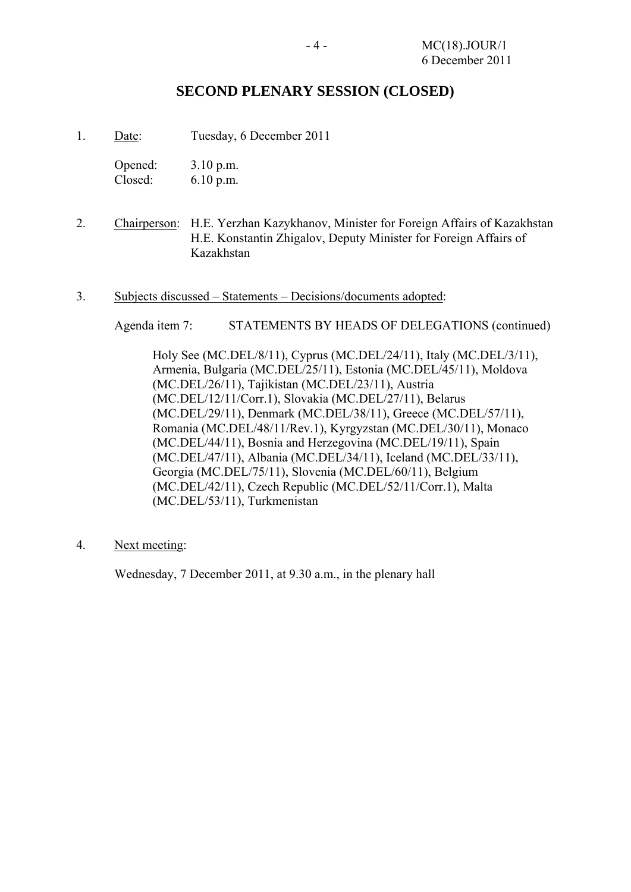# SECOND PLENARY SESSION (CLOSED)

1. Date: Tuesday, 6 December 2011

   Opened: 3.10 p.m.
   Closed: 6.10 p.m.

2. Chairperson: H.E. Yerzhan Kazykhanov, Minister for Foreign Affairs of Kazakhstan
   H.E. Konstantin Zhigalov, Deputy Minister for Foreign Affairs of Kazakhstan

3. Subjects discussed – Statements – Decisions/documents adopted:

   Agenda item 7: STATEMENTS BY HEADS OF DELEGATIONS (continued)

   Holy See (MC.DEL/8/11), Cyprus (MC.DEL/24/11), Italy (MC.DEL/3/11), Armenia, Bulgaria (MC.DEL/25/11), Estonia (MC.DEL/45/11), Moldova (MC.DEL/26/11), Tajikistan (MC.DEL/23/11), Austria (MC.DEL/12/11/Corr.1), Slovakia (MC.DEL/27/11), Belarus (MC.DEL/29/11), Denmark (MC.DEL/38/11), Greece (MC.DEL/57/11), Romania (MC.DEL/48/11/Rev.1), Kyrgyzstan (MC.DEL/30/11), Monaco (MC.DEL/44/11), Bosnia and Herzegovina (MC.DEL/19/11), Spain (MC.DEL/47/11), Albania (MC.DEL/34/11), Iceland (MC.DEL/33/11), Georgia (MC.DEL/75/11), Slovenia (MC.DEL/60/11), Belgium (MC.DEL/42/11), Czech Republic (MC.DEL/52/11/Corr.1), Malta (MC.DEL/53/11), Turkmenistan

4. Next meeting:

   Wednesday, 7 December 2011, at 9.30 a.m., in the plenary hall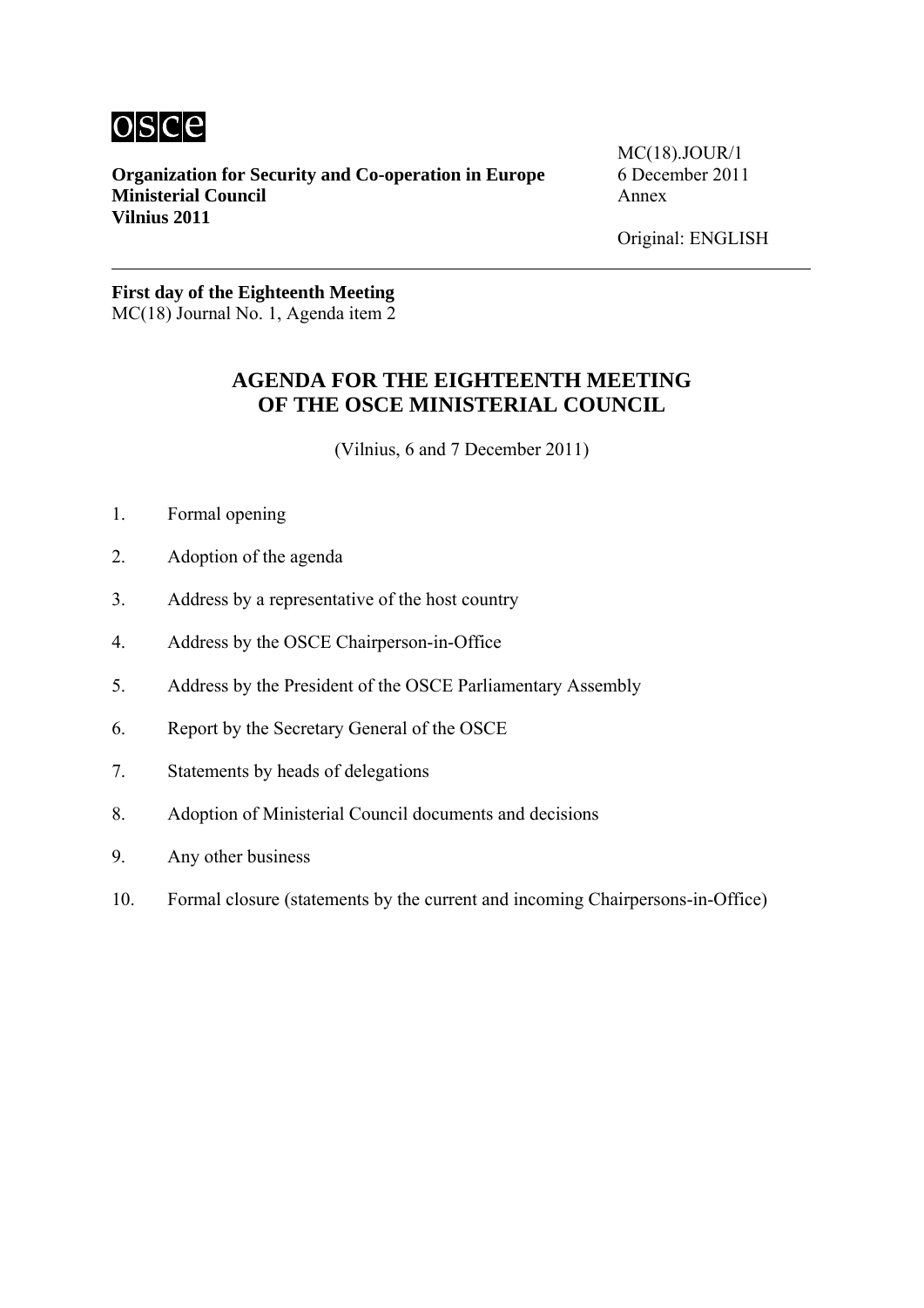osce

**Organization for Security and Co-operation in Europe**
**Ministerial Council**
**Vilnius 2011**

MC(18).JOUR/1
6 December 2011
Annex

Original: ENGLISH

---

**First day of the Eighteenth Meeting**
MC(18) Journal No. 1, Agenda item 2

## AGENDA FOR THE EIGHTEENTH MEETING OF THE OSCE MINISTERIAL COUNCIL

(Vilnius, 6 and 7 December 2011)

1. Formal opening
2. Adoption of the agenda
3. Address by a representative of the host country
4. Address by the OSCE Chairperson-in-Office
5. Address by the President of the OSCE Parliamentary Assembly
6. Report by the Secretary General of the OSCE
7. Statements by heads of delegations
8. Adoption of Ministerial Council documents and decisions
9. Any other business
10. Formal closure (statements by the current and incoming Chairpersons-in-Office)